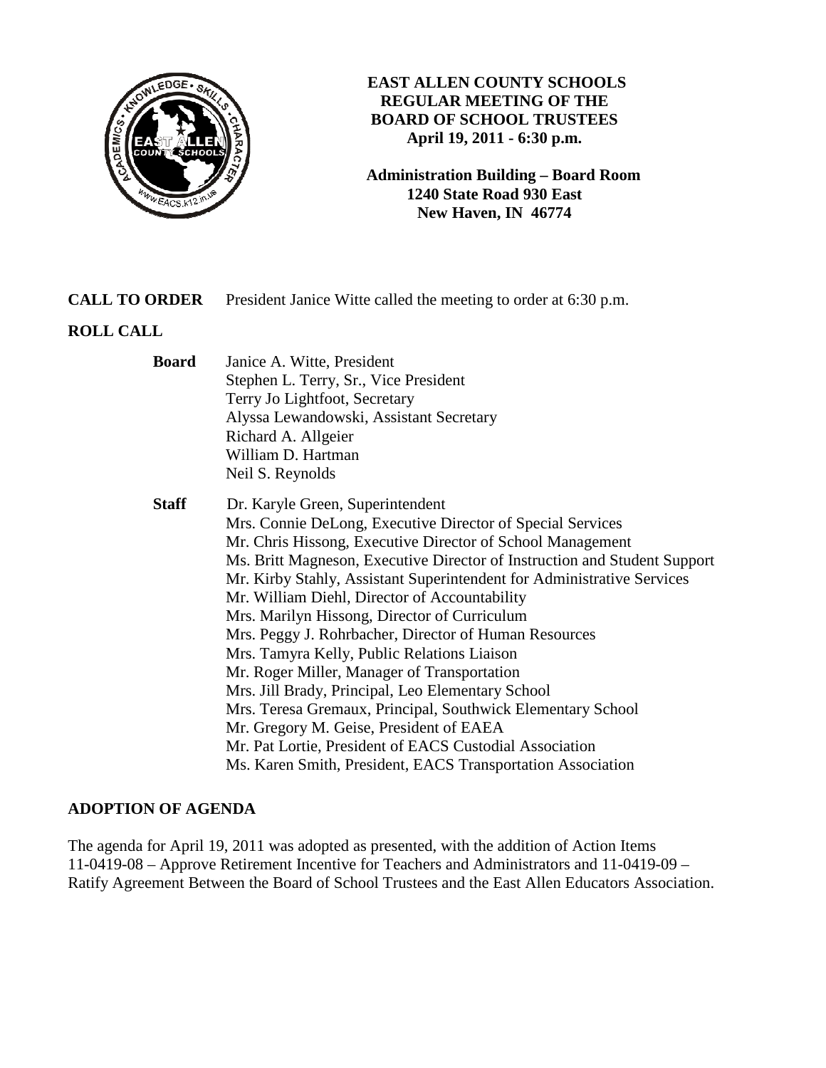**EAST ALLEN COUNTY SCHOOLS**
**REGULAR MEETING OF THE**
**BOARD OF SCHOOL TRUSTEES**
**April 19, 2011 - 6:30 p.m.**

**Administration Building – Board Room**
**1240 State Road 930 East**
**New Haven, IN 46774**

**CALL TO ORDER** President Janice Witte called the meeting to order at 6:30 p.m.

**ROLL CALL**

**Board**
Janice A. Witte, President
Stephen L. Terry, Sr., Vice President
Terry Jo Lightfoot, Secretary
Alyssa Lewandowski, Assistant Secretary
Richard A. Allgeier
William D. Hartman
Neil S. Reynolds

**Staff**
Dr. Karyle Green, Superintendent
Mrs. Connie DeLong, Executive Director of Special Services
Mr. Chris Hissong, Executive Director of School Management
Ms. Britt Magneson, Executive Director of Instruction and Student Support
Mr. Kirby Stahly, Assistant Superintendent for Administrative Services
Mr. William Diehl, Director of Accountability
Mrs. Marilyn Hissong, Director of Curriculum
Mrs. Peggy J. Rohrbacher, Director of Human Resources
Mrs. Tamyra Kelly, Public Relations Liaison
Mr. Roger Miller, Manager of Transportation
Mrs. Jill Brady, Principal, Leo Elementary School
Mrs. Teresa Gremaux, Principal, Southwick Elementary School
Mr. Gregory M. Geise, President of EAEA
Mr. Pat Lortie, President of EACS Custodial Association
Ms. Karen Smith, President, EACS Transportation Association

**ADOPTION OF AGENDA**

The agenda for April 19, 2011 was adopted as presented, with the addition of Action Items 11-0419-08 – Approve Retirement Incentive for Teachers and Administrators and 11-0419-09 – Ratify Agreement Between the Board of School Trustees and the East Allen Educators Association.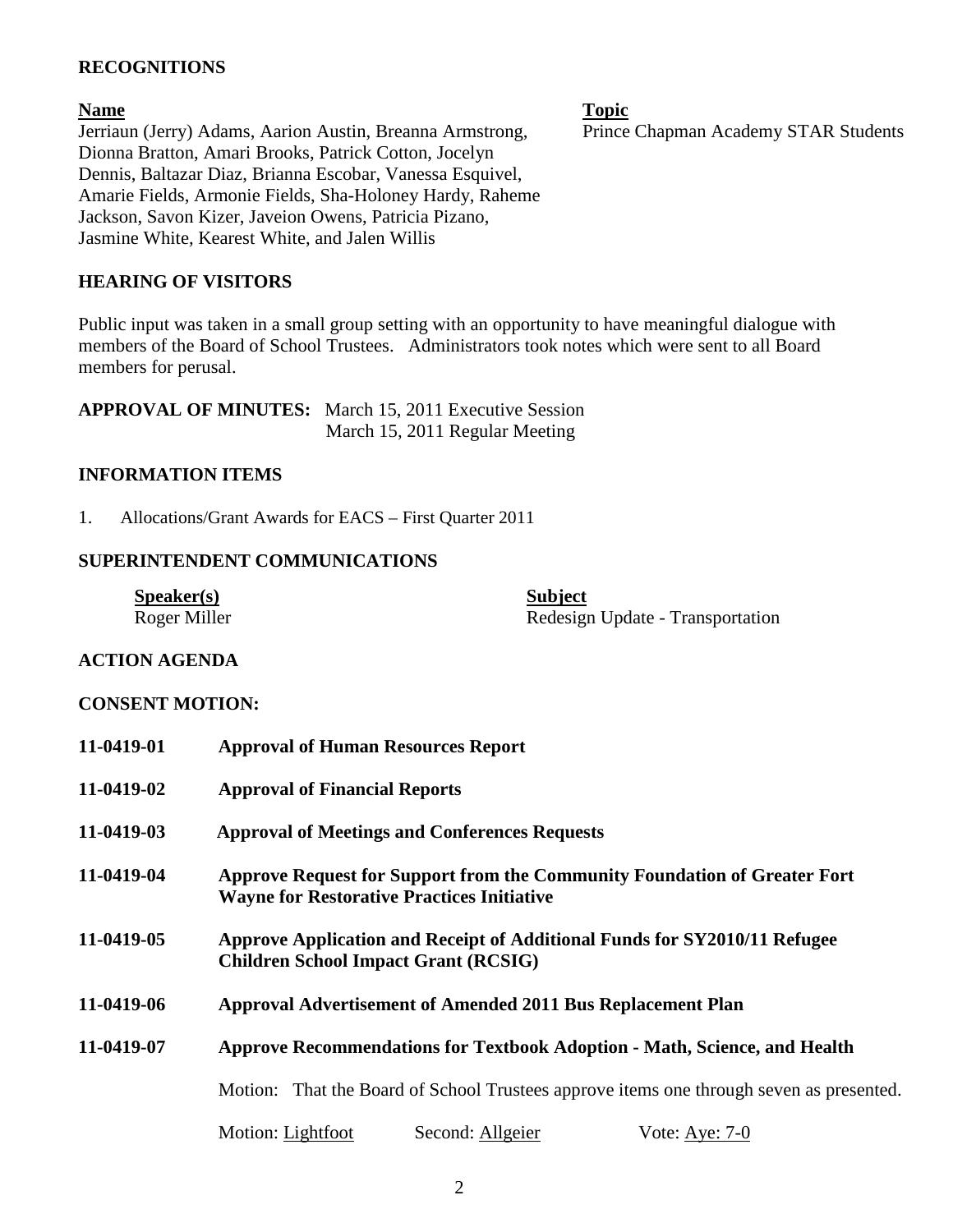## RECOGNITIONS

| Name | Topic |
| --- | --- |
| Jerriaun (Jerry) Adams, Aarion Austin, Breanna Armstrong, Dionna Bratton, Amari Brooks, Patrick Cotton, Jocelyn Dennis, Baltazar Diaz, Brianna Escobar, Vanessa Esquivel, Amarie Fields, Armonie Fields, Sha-Holoney Hardy, Raheme Jackson, Savon Kizer, Javeion Owens, Patricia Pizano, Jasmine White, Kearest White, and Jalen Willis | Prince Chapman Academy STAR Students |

## HEARING OF VISITORS

Public input was taken in a small group setting with an opportunity to have meaningful dialogue with members of the Board of School Trustees. Administrators took notes which were sent to all Board members for perusal.

**APPROVAL OF MINUTES:** March 15, 2011 Executive Session
March 15, 2011 Regular Meeting

## INFORMATION ITEMS

1. Allocations/Grant Awards for EACS – First Quarter 2011

## SUPERINTENDENT COMMUNICATIONS

| Speaker(s) | Subject |
| --- | --- |
| Roger Miller | Redesign Update - Transportation |

## ACTION AGENDA

## CONSENT MOTION:

**11-0419-01** **Approval of Human Resources Report**

**11-0419-02** **Approval of Financial Reports**

**11-0419-03** **Approval of Meetings and Conferences Requests**

**11-0419-04** **Approve Request for Support from the Community Foundation of Greater Fort Wayne for Restorative Practices Initiative**

**11-0419-05** **Approve Application and Receipt of Additional Funds for SY2010/11 Refugee Children School Impact Grant (RCSIG)**

**11-0419-06** **Approval Advertisement of Amended 2011 Bus Replacement Plan**

**11-0419-07** **Approve Recommendations for Textbook Adoption - Math, Science, and Health**

Motion: That the Board of School Trustees approve items one through seven as presented.

Motion: Lightfoot Second: Allgeier Vote: Aye: 7-0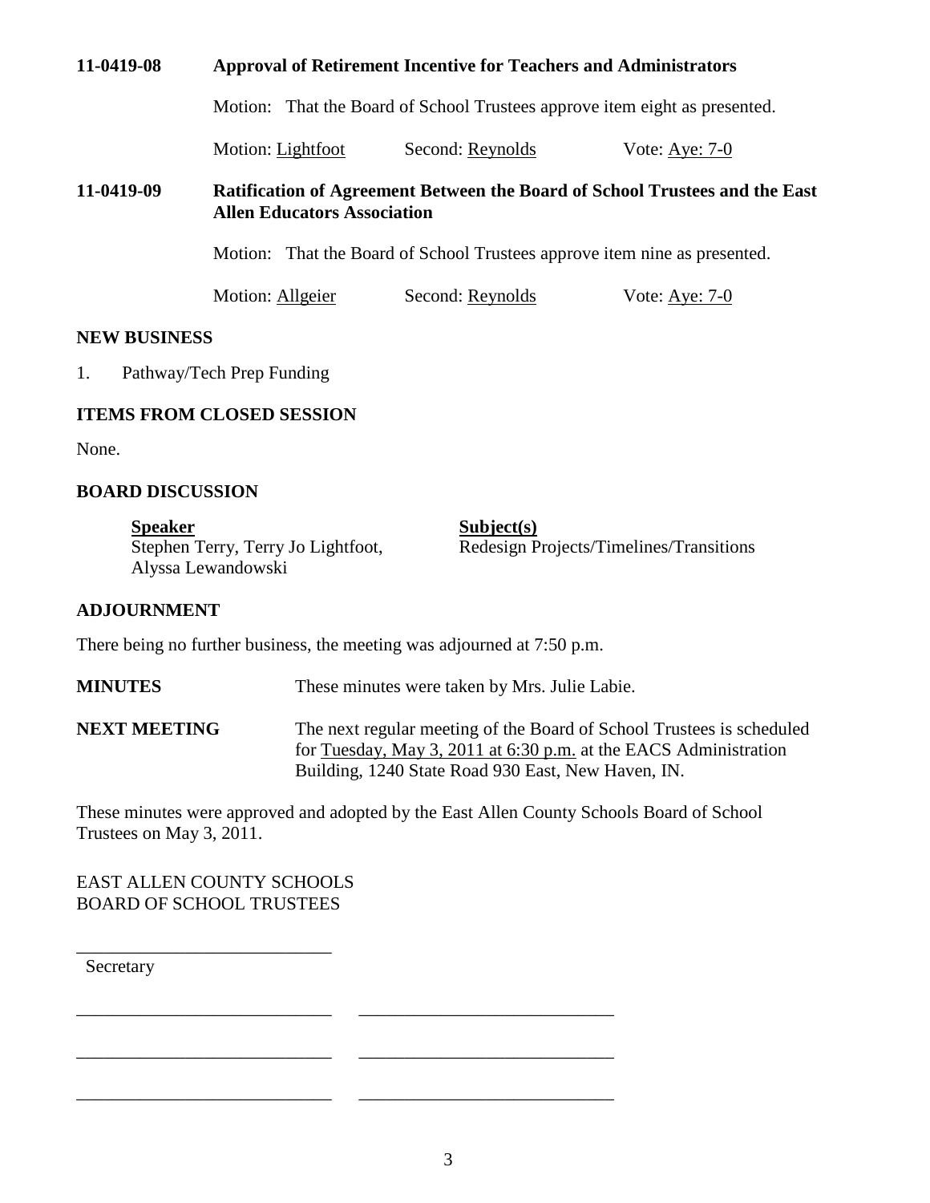**11-0419-08 Approval of Retirement Incentive for Teachers and Administrators**

Motion: That the Board of School Trustees approve item eight as presented.

Motion: Lightfoot    Second: Reynolds    Vote: Aye: 7-0

**11-0419-09 Ratification of Agreement Between the Board of School Trustees and the East Allen Educators Association**

Motion: That the Board of School Trustees approve item nine as presented.

Motion: Allgeier    Second: Reynolds    Vote: Aye: 7-0

## NEW BUSINESS

1. Pathway/Tech Prep Funding

## ITEMS FROM CLOSED SESSION

None.

## BOARD DISCUSSION

| Speaker | Subject(s) |
|---|---|
| Stephen Terry, Terry Jo Lightfoot, Alyssa Lewandowski | Redesign Projects/Timelines/Transitions |

## ADJOURNMENT

There being no further business, the meeting was adjourned at 7:50 p.m.

**MINUTES** These minutes were taken by Mrs. Julie Labie.

**NEXT MEETING** The next regular meeting of the Board of School Trustees is scheduled for Tuesday, May 3, 2011 at 6:30 p.m. at the EACS Administration Building, 1240 State Road 930 East, New Haven, IN.

These minutes were approved and adopted by the East Allen County Schools Board of School Trustees on May 3, 2011.

EAST ALLEN COUNTY SCHOOLS
BOARD OF SCHOOL TRUSTEES

____________________________
Secretary

____________________________ ____________________________

____________________________ ____________________________

____________________________ ____________________________